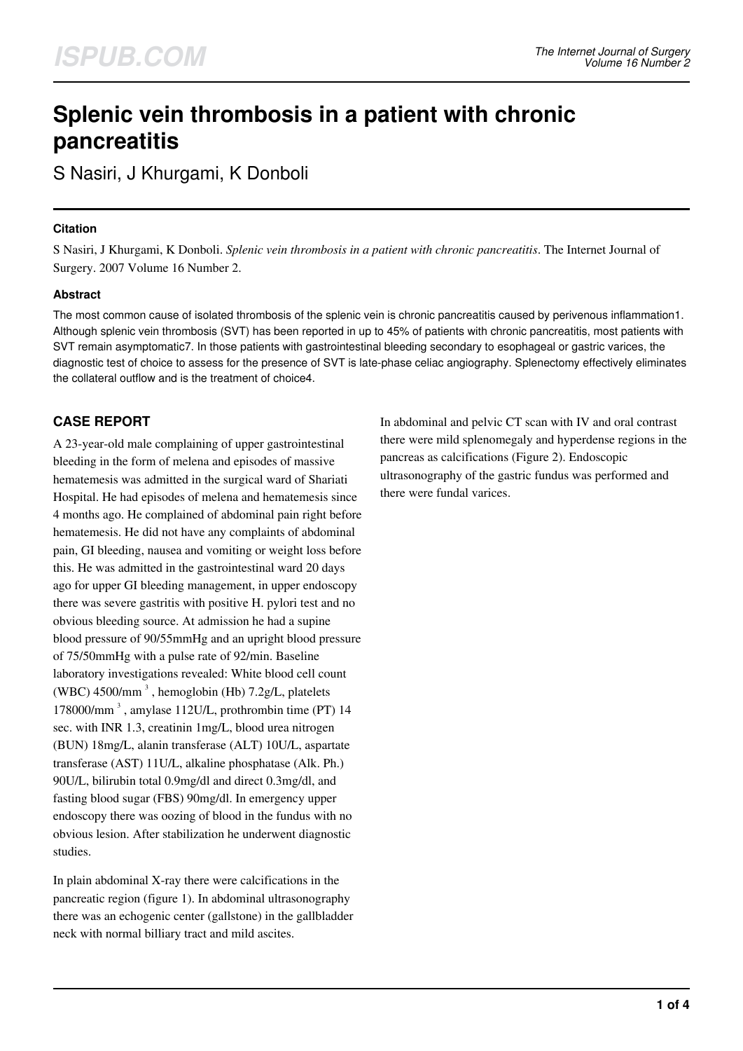# Splenic vein thrombosis in a patient with chronic pancreatitis

S Nasiri, J Khurgami, K Donboli

## Citation

S Nasiri, J Khurgami, K Donboli. *Splenic vein thrombosis in a patient with chronic pancreatitis*. The Internet Journal of Surgery. 2007 Volume 16 Number 2.

## Abstract

The most common cause of isolated thrombosis of the splenic vein is chronic pancreatitis caused by perivenous inflammation[1]. Although splenic vein thrombosis (SVT) has been reported in up to 45% of patients with chronic pancreatitis, most patients with SVT remain asymptomatic[7]. In those patients with gastrointestinal bleeding secondary to esophageal or gastric varices, the diagnostic test of choice to assess for the presence of SVT is late-phase celiac angiography. Splenectomy effectively eliminates the collateral outflow and is the treatment of choice[4].

## CASE REPORT

A 23-year-old male complaining of upper gastrointestinal bleeding in the form of melena and episodes of massive hematemesis was admitted in the surgical ward of Shariati Hospital. He had episodes of melena and hematemesis since 4 months ago. He complained of abdominal pain right before hematemesis. He did not have any complaints of abdominal pain, GI bleeding, nausea and vomiting or weight loss before this. He was admitted in the gastrointestinal ward 20 days ago for upper GI bleeding management, in upper endoscopy there was severe gastritis with positive H. pylori test and no obvious bleeding source. At admission he had a supine blood pressure of 90/55mmHg and an upright blood pressure of 75/50mmHg with a pulse rate of 92/min. Baseline laboratory investigations revealed: White blood cell count (WBC) 4500/mm$^3$ , hemoglobin (Hb) 7.2g/L, platelets 178000/mm$^3$ , amylase 112U/L, prothrombin time (PT) 14 sec. with INR 1.3, creatinin 1mg/L, blood urea nitrogen (BUN) 18mg/L, alanin transferase (ALT) 10U/L, aspartate transferase (AST) 11U/L, alkaline phosphatase (Alk. Ph.) 90U/L, bilirubin total 0.9mg/dl and direct 0.3mg/dl, and fasting blood sugar (FBS) 90mg/dl. In emergency upper endoscopy there was oozing of blood in the fundus with no obvious lesion. After stabilization he underwent diagnostic studies.

In plain abdominal X-ray there were calcifications in the pancreatic region (figure 1). In abdominal ultrasonography there was an echogenic center (gallstone) in the gallbladder neck with normal billiary tract and mild ascites.

In abdominal and pelvic CT scan with IV and oral contrast there were mild splenomegaly and hyperdense regions in the pancreas as calcifications (Figure 2). Endoscopic ultrasonography of the gastric fundus was performed and there were fundal varices.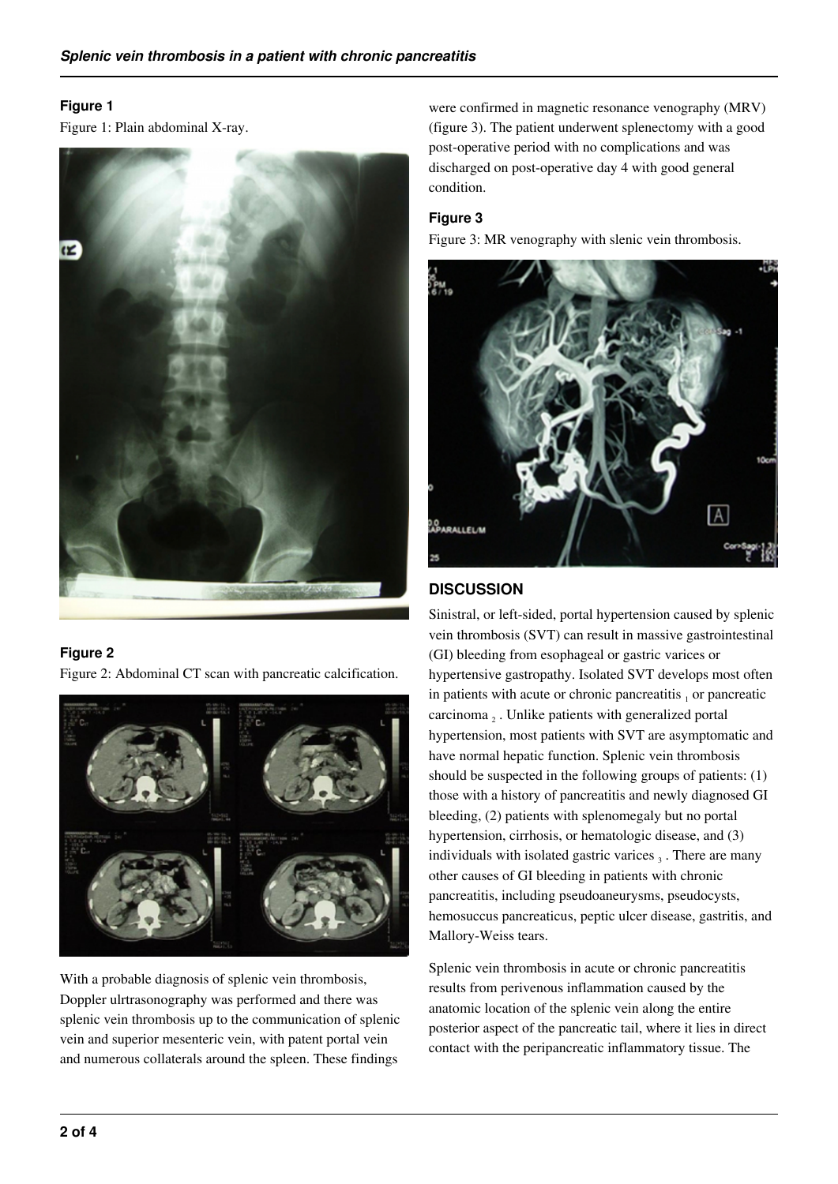**Figure 1**

Figure 1: Plain abdominal X-ray.

**Figure 2**

Figure 2: Abdominal CT scan with pancreatic calcification.

With a probable diagnosis of splenic vein thrombosis, Doppler ulrtrasonography was performed and there was splenic vein thrombosis up to the communication of splenic vein and superior mesenteric vein, with patent portal vein and numerous collaterals around the spleen. These findings were confirmed in magnetic resonance venography (MRV) (figure 3). The patient underwent splenectomy with a good post-operative period with no complications and was discharged on post-operative day 4 with good general condition.

**Figure 3**

Figure 3: MR venography with slenic vein thrombosis.

## DISCUSSION

Sinistral, or left-sided, portal hypertension caused by splenic vein thrombosis (SVT) can result in massive gastrointestinal (GI) bleeding from esophageal or gastric varices or hypertensive gastropathy. Isolated SVT develops most often in patients with acute or chronic pancreatitis [1] or pancreatic carcinoma [2]. Unlike patients with generalized portal hypertension, most patients with SVT are asymptomatic and have normal hepatic function. Splenic vein thrombosis should be suspected in the following groups of patients: (1) those with a history of pancreatitis and newly diagnosed GI bleeding, (2) patients with splenomegaly but no portal hypertension, cirrhosis, or hematologic disease, and (3) individuals with isolated gastric varices [3]. There are many other causes of GI bleeding in patients with chronic pancreatitis, including pseudoaneurysms, pseudocysts, hemosuccus pancreaticus, peptic ulcer disease, gastritis, and Mallory-Weiss tears.

Splenic vein thrombosis in acute or chronic pancreatitis results from perivenous inflammation caused by the anatomic location of the splenic vein along the entire posterior aspect of the pancreatic tail, where it lies in direct contact with the peripancreatic inflammatory tissue. The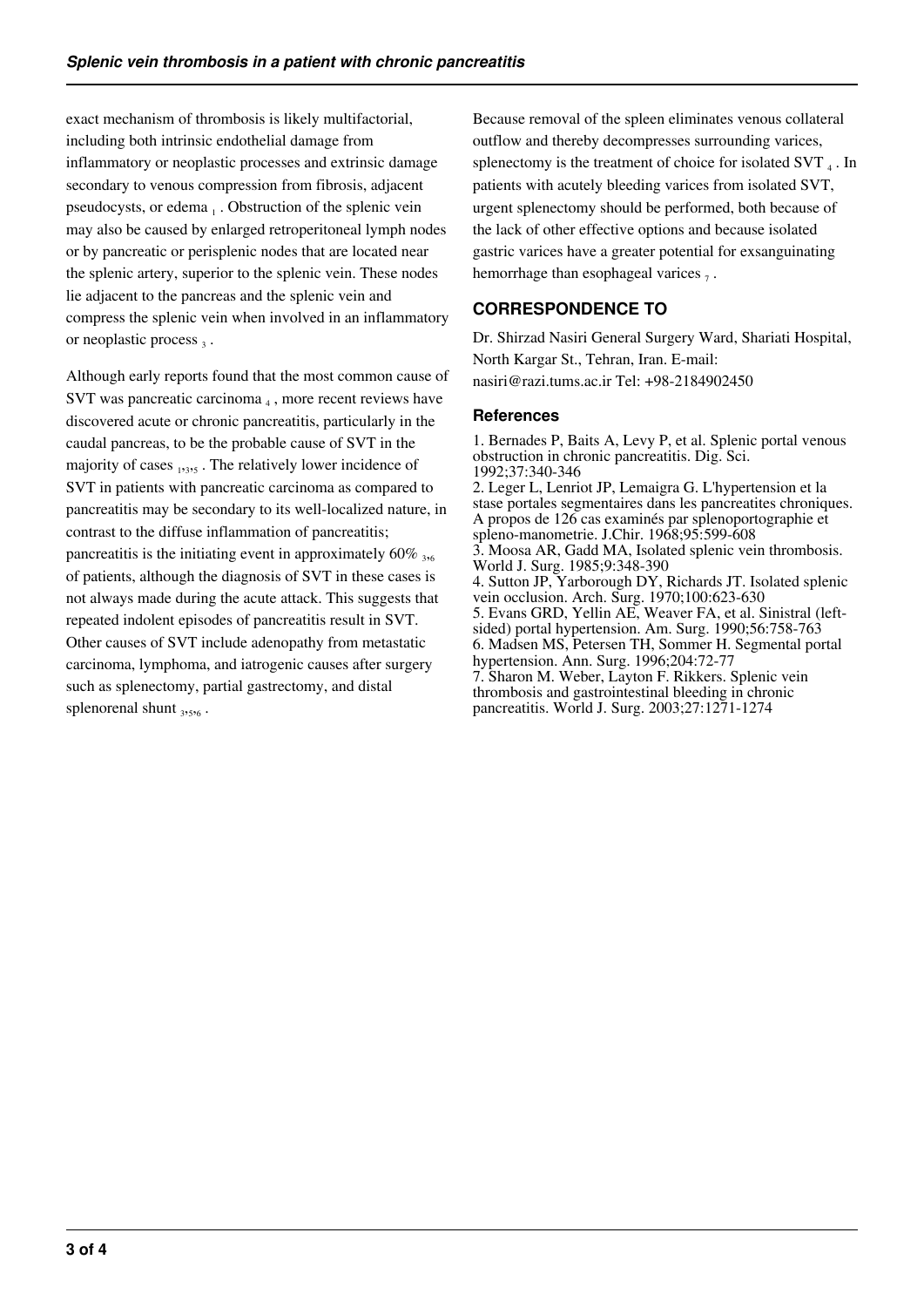exact mechanism of thrombosis is likely multifactorial, including both intrinsic endothelial damage from inflammatory or neoplastic processes and extrinsic damage secondary to venous compression from fibrosis, adjacent pseudocysts, or edema [1]. Obstruction of the splenic vein may also be caused by enlarged retroperitoneal lymph nodes or by pancreatic or perisplenic nodes that are located near the splenic artery, superior to the splenic vein. These nodes lie adjacent to the pancreas and the splenic vein and compress the splenic vein when involved in an inflammatory or neoplastic process [3].

Although early reports found that the most common cause of SVT was pancreatic carcinoma [4], more recent reviews have discovered acute or chronic pancreatitis, particularly in the caudal pancreas, to be the probable cause of SVT in the majority of cases [1,3,5]. The relatively lower incidence of SVT in patients with pancreatic carcinoma as compared to pancreatitis may be secondary to its well-localized nature, in contrast to the diffuse inflammation of pancreatitis; pancreatitis is the initiating event in approximately 60% [3,6] of patients, although the diagnosis of SVT in these cases is not always made during the acute attack. This suggests that repeated indolent episodes of pancreatitis result in SVT. Other causes of SVT include adenopathy from metastatic carcinoma, lymphoma, and iatrogenic causes after surgery such as splenectomy, partial gastrectomy, and distal splenorenal shunt [3,5,6].

Because removal of the spleen eliminates venous collateral outflow and thereby decompresses surrounding varices, splenectomy is the treatment of choice for isolated SVT [4]. In patients with acutely bleeding varices from isolated SVT, urgent splenectomy should be performed, both because of the lack of other effective options and because isolated gastric varices have a greater potential for exsanguinating hemorrhage than esophageal varices [7].

## CORRESPONDENCE TO

Dr. Shirzad Nasiri General Surgery Ward, Shariati Hospital, North Kargar St., Tehran, Iran. E-mail: nasiri@razi.tums.ac.ir Tel: +98-2184902450

### References

1. Bernades P, Baits A, Levy P, et al. Splenic portal venous obstruction in chronic pancreatitis. Dig. Sci. 1992;37:340-346
2. Leger L, Lenriot JP, Lemaigra G. L'hypertension et la stase portales segmentaires dans les pancreatites chroniques. A propos de 126 cas examinés par splenoportographie et spleno-manometrie. J.Chir. 1968;95:599-608
3. Moosa AR, Gadd MA, Isolated splenic vein thrombosis. World J. Surg. 1985;9:348-390
4. Sutton JP, Yarborough DY, Richards JT. Isolated splenic vein occlusion. Arch. Surg. 1970;100:623-630
5. Evans GRD, Yellin AE, Weaver FA, et al. Sinistral (left-sided) portal hypertension. Am. Surg. 1990;56:758-763
6. Madsen MS, Petersen TH, Sommer H. Segmental portal hypertension. Ann. Surg. 1996;204:72-77
7. Sharon M. Weber, Layton F. Rikkers. Splenic vein thrombosis and gastrointestinal bleeding in chronic pancreatitis. World J. Surg. 2003;27:1271-1274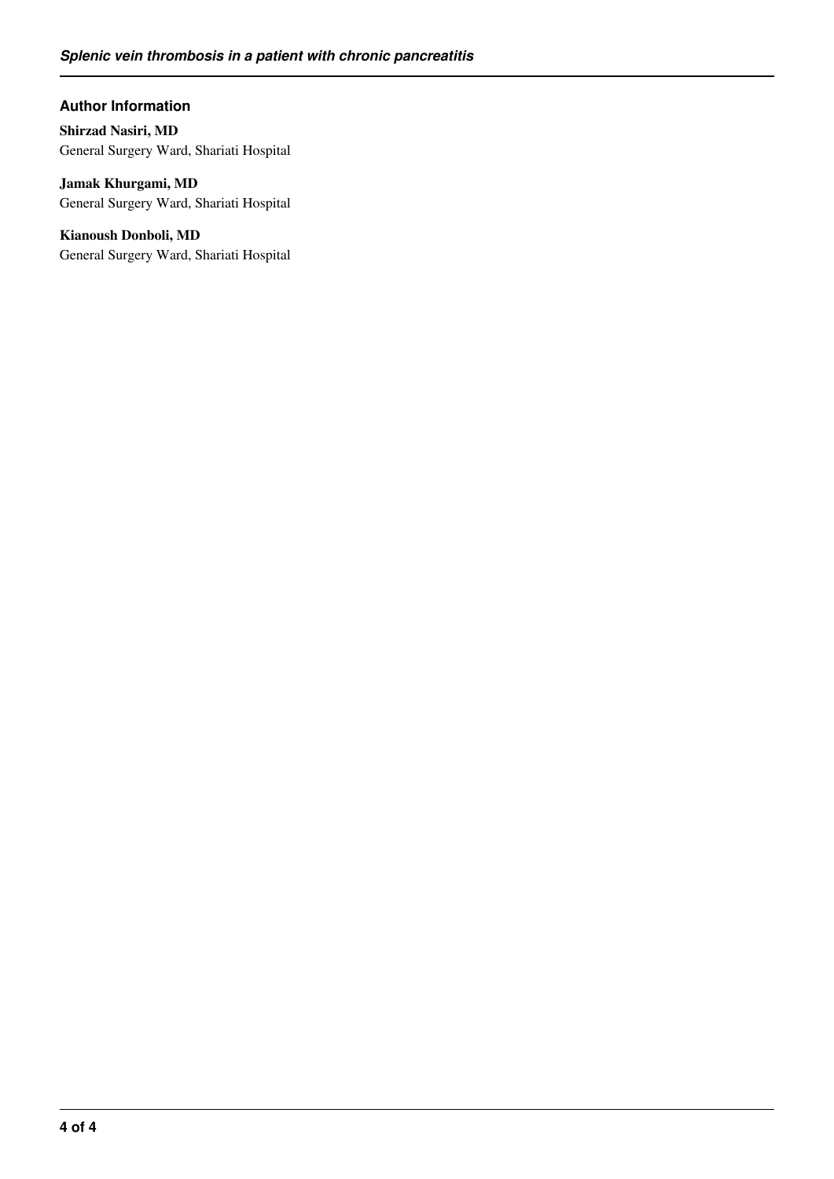## Author Information

**Shirzad Nasiri, MD**
General Surgery Ward, Shariati Hospital

**Jamak Khurgami, MD**
General Surgery Ward, Shariati Hospital

**Kianoush Donboli, MD**
General Surgery Ward, Shariati Hospital